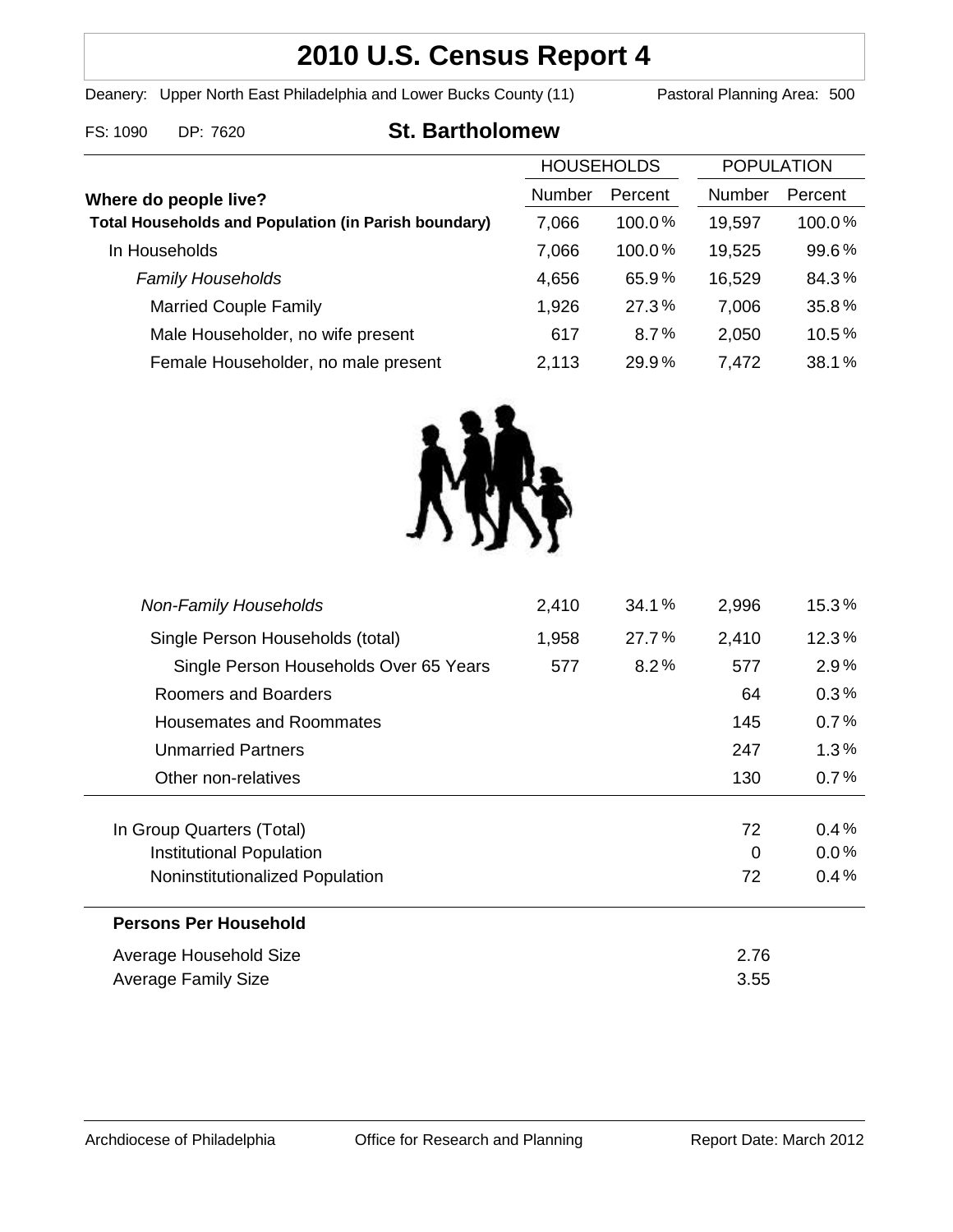# 2010 U.S. Census Report 4

Deanery: Upper North East Philadelphia and Lower Bucks County (11)     Pastoral Planning Area: 500

FS: 1090   DP: 7620

## St. Bartholomew

| Where do people live? | HOUSEHOLDS | | POPULATION | |
|---|---|---|---|---|
| | Number | Percent | Number | Percent |
| **Total Households and Population (in Parish boundary)** | 7,066 | 100.0% | 19,597 | 100.0% |
| In Households | 7,066 | 100.0% | 19,525 | 99.6% |
| *Family Households* | 4,656 | 65.9% | 16,529 | 84.3% |
| Married Couple Family | 1,926 | 27.3% | 7,006 | 35.8% |
| Male Householder, no wife present | 617 | 8.7% | 2,050 | 10.5% |
| Female Householder, no male present | 2,113 | 29.9% | 7,472 | 38.1% |
| *Non-Family Households* | 2,410 | 34.1% | 2,996 | 15.3% |
| Single Person Households (total) | 1,958 | 27.7% | 2,410 | 12.3% |
| Single Person Households Over 65 Years | 577 | 8.2% | 577 | 2.9% |
| Roomers and Boarders | | | 64 | 0.3% |
| Housemates and Roommates | | | 145 | 0.7% |
| Unmarried Partners | | | 247 | 1.3% |
| Other non-relatives | | | 130 | 0.7% |
| In Group Quarters (Total) | | | 72 | 0.4% |
| Institutional Population | | | 0 | 0.0% |
| Noninstitutionalized Population | | | 72 | 0.4% |

**Persons Per Household**

| | |
|---|---|
| Average Household Size | 2.76 |
| Average Family Size | 3.55 |

Archdiocese of Philadelphia     Office for Research and Planning     Report Date: March 2012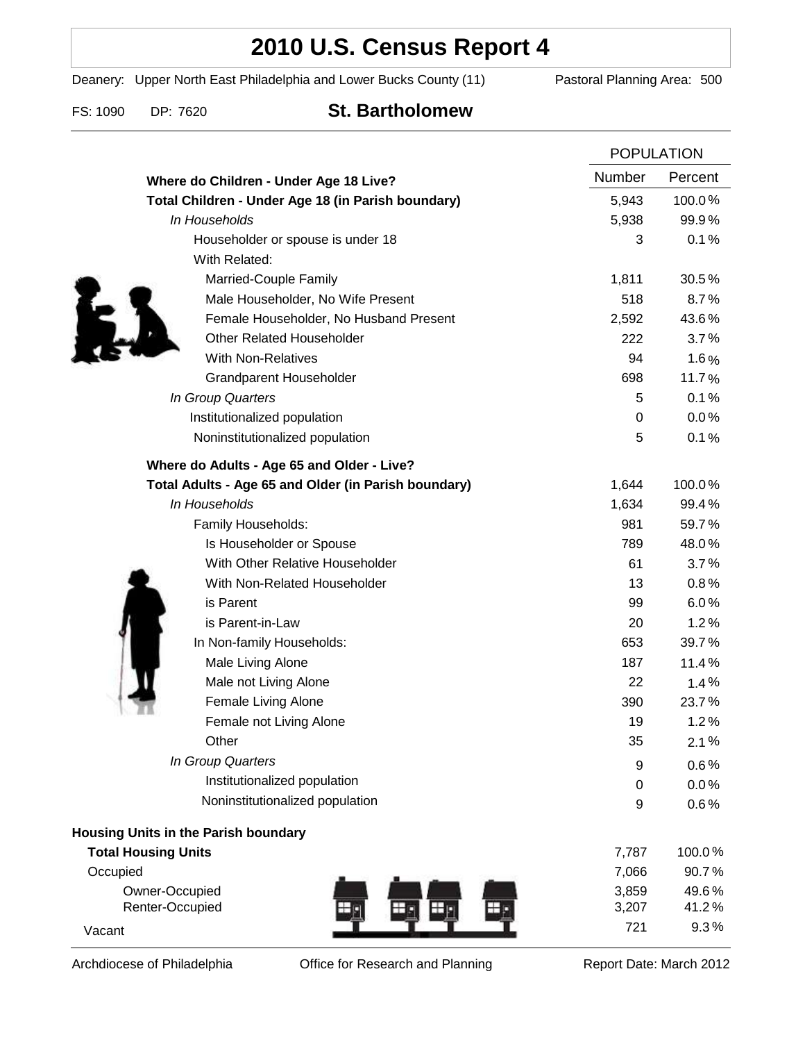# 2010 U.S. Census Report 4

Deanery: Upper North East Philadelphia and Lower Bucks County (11) Pastoral Planning Area: 500

FS: 1090 DP: 7620

## St. Bartholomew

| | POPULATION | |
|---|---|---|
| **Where do Children - Under Age 18 Live?** | Number | Percent |
| **Total Children - Under Age 18 (in Parish boundary)** | 5,943 | 100.0% |
| *In Households* | 5,938 | 99.9% |
| Householder or spouse is under 18 | 3 | 0.1% |
| With Related: | | |
| Married-Couple Family | 1,811 | 30.5% |
| Male Householder, No Wife Present | 518 | 8.7% |
| Female Householder, No Husband Present | 2,592 | 43.6% |
| Other Related Householder | 222 | 3.7% |
| With Non-Relatives | 94 | 1.6% |
| Grandparent Householder | 698 | 11.7% |
| *In Group Quarters* | 5 | 0.1% |
| Institutionalized population | 0 | 0.0% |
| Noninstitutionalized population | 5 | 0.1% |
| **Where do Adults - Age 65 and Older - Live?** | | |
| **Total Adults - Age 65 and Older (in Parish boundary)** | 1,644 | 100.0% |
| *In Households* | 1,634 | 99.4% |
| Family Households: | 981 | 59.7% |
| Is Householder or Spouse | 789 | 48.0% |
| With Other Relative Householder | 61 | 3.7% |
| With Non-Related Householder | 13 | 0.8% |
| is Parent | 99 | 6.0% |
| is Parent-in-Law | 20 | 1.2% |
| In Non-family Households: | 653 | 39.7% |
| Male Living Alone | 187 | 11.4% |
| Male not Living Alone | 22 | 1.4% |
| Female Living Alone | 390 | 23.7% |
| Female not Living Alone | 19 | 1.2% |
| Other | 35 | 2.1% |
| *In Group Quarters* | 9 | 0.6% |
| Institutionalized population | 0 | 0.0% |
| Noninstitutionalized population | 9 | 0.6% |
| **Housing Units in the Parish boundary** | | |
| **Total Housing Units** | 7,787 | 100.0% |
| Occupied | 7,066 | 90.7% |
| Owner-Occupied | 3,859 | 49.6% |
| Renter-Occupied | 3,207 | 41.2% |
| Vacant | 721 | 9.3% |

Archdiocese of Philadelphia Office for Research and Planning Report Date: March 2012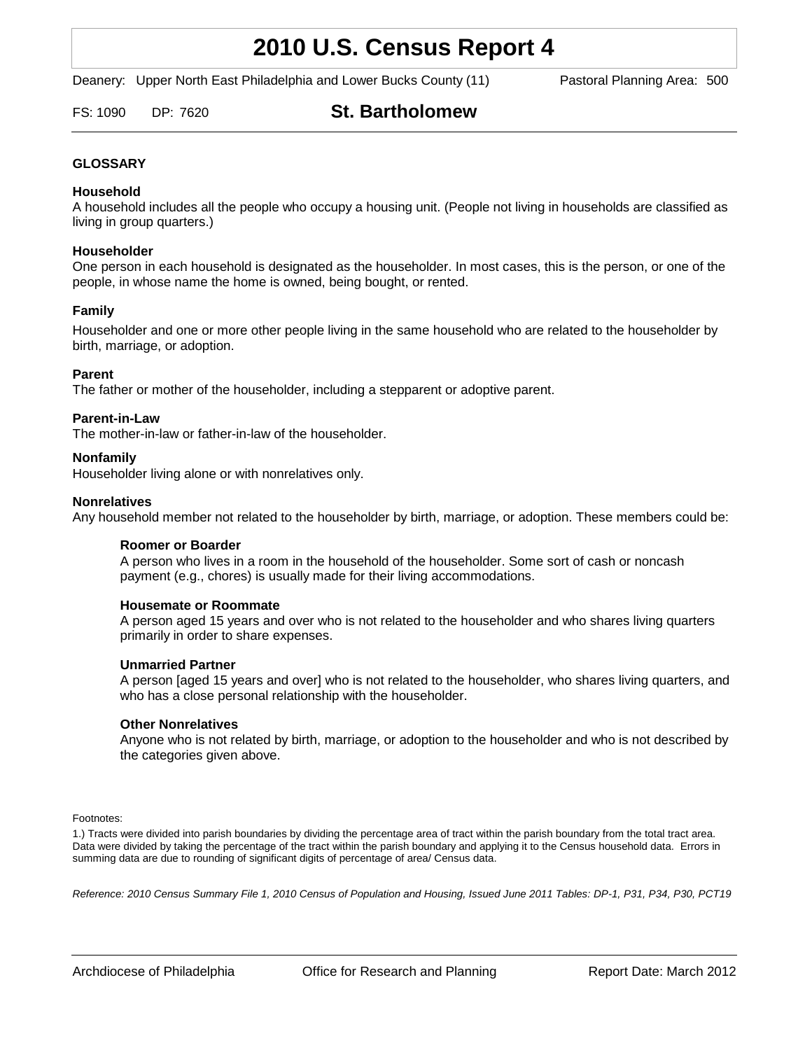# 2010 U.S. Census Report 4

Deanery: Upper North East Philadelphia and Lower Bucks County (11) Pastoral Planning Area: 500

FS: 1090 DP: 7620 **St. Bartholomew**

## GLOSSARY

**Household**
A household includes all the people who occupy a housing unit. (People not living in households are classified as living in group quarters.)

**Householder**
One person in each household is designated as the householder. In most cases, this is the person, or one of the people, in whose name the home is owned, being bought, or rented.

**Family**
Householder and one or more other people living in the same household who are related to the householder by birth, marriage, or adoption.

**Parent**
The father or mother of the householder, including a stepparent or adoptive parent.

**Parent-in-Law**
The mother-in-law or father-in-law of the householder.

**Nonfamily**
Householder living alone or with nonrelatives only.

**Nonrelatives**
Any household member not related to the householder by birth, marriage, or adoption. These members could be:

> **Roomer or Boarder**
> A person who lives in a room in the household of the householder. Some sort of cash or noncash payment (e.g., chores) is usually made for their living accommodations.
>
> **Housemate or Roommate**
> A person aged 15 years and over who is not related to the householder and who shares living quarters primarily in order to share expenses.
>
> **Unmarried Partner**
> A person [aged 15 years and over] who is not related to the householder, who shares living quarters, and who has a close personal relationship with the householder.
>
> **Other Nonrelatives**
> Anyone who is not related by birth, marriage, or adoption to the householder and who is not described by the categories given above.

Footnotes:

1.) Tracts were divided into parish boundaries by dividing the percentage area of tract within the parish boundary from the total tract area. Data were divided by taking the percentage of the tract within the parish boundary and applying it to the Census household data. Errors in summing data are due to rounding of significant digits of percentage of area/ Census data.

*Reference: 2010 Census Summary File 1, 2010 Census of Population and Housing, Issued June 2011 Tables: DP-1, P31, P34, P30, PCT19*

Archdiocese of Philadelphia Office for Research and Planning Report Date: March 2012